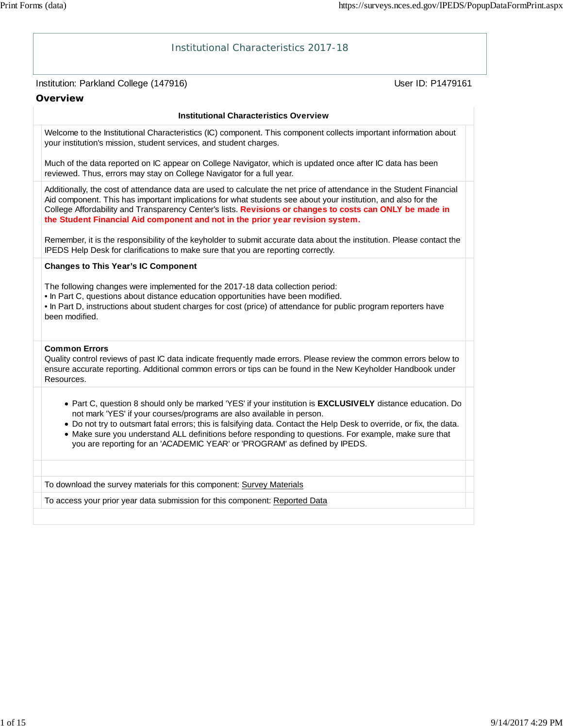# Institutional Characteristics 2017-18

Institution: Parkland College (147916)

User ID: P1479161

## Overview

### Institutional Characteristics Overview

Welcome to the Institutional Characteristics (IC) component. This component collects important information about your institution's mission, student services, and student charges.

Much of the data reported on IC appear on College Navigator, which is updated once after IC data has been reviewed. Thus, errors may stay on College Navigator for a full year.

Additionally, the cost of attendance data are used to calculate the net price of attendance in the Student Financial Aid component. This has important implications for what students see about your institution, and also for the College Affordability and Transparency Center's lists. **Revisions or changes to costs can ONLY be made in the Student Financial Aid component and not in the prior year revision system.**

Remember, it is the responsibility of the keyholder to submit accurate data about the institution. Please contact the IPEDS Help Desk for clarifications to make sure that you are reporting correctly.

**Changes to This Year's IC Component**

The following changes were implemented for the 2017-18 data collection period:
• In Part C, questions about distance education opportunities have been modified.
• In Part D, instructions about student charges for cost (price) of attendance for public program reporters have been modified.

**Common Errors**
Quality control reviews of past IC data indicate frequently made errors. Please review the common errors below to ensure accurate reporting. Additional common errors or tips can be found in the New Keyholder Handbook under Resources.

- Part C, question 8 should only be marked 'YES' if your institution is **EXCLUSIVELY** distance education. Do not mark 'YES' if your courses/programs are also available in person.
- Do not try to outsmart fatal errors; this is falsifying data. Contact the Help Desk to override, or fix, the data.
- Make sure you understand ALL definitions before responding to questions. For example, make sure that you are reporting for an 'ACADEMIC YEAR' or 'PROGRAM' as defined by IPEDS.

To download the survey materials for this component: Survey Materials

To access your prior year data submission for this component: Reported Data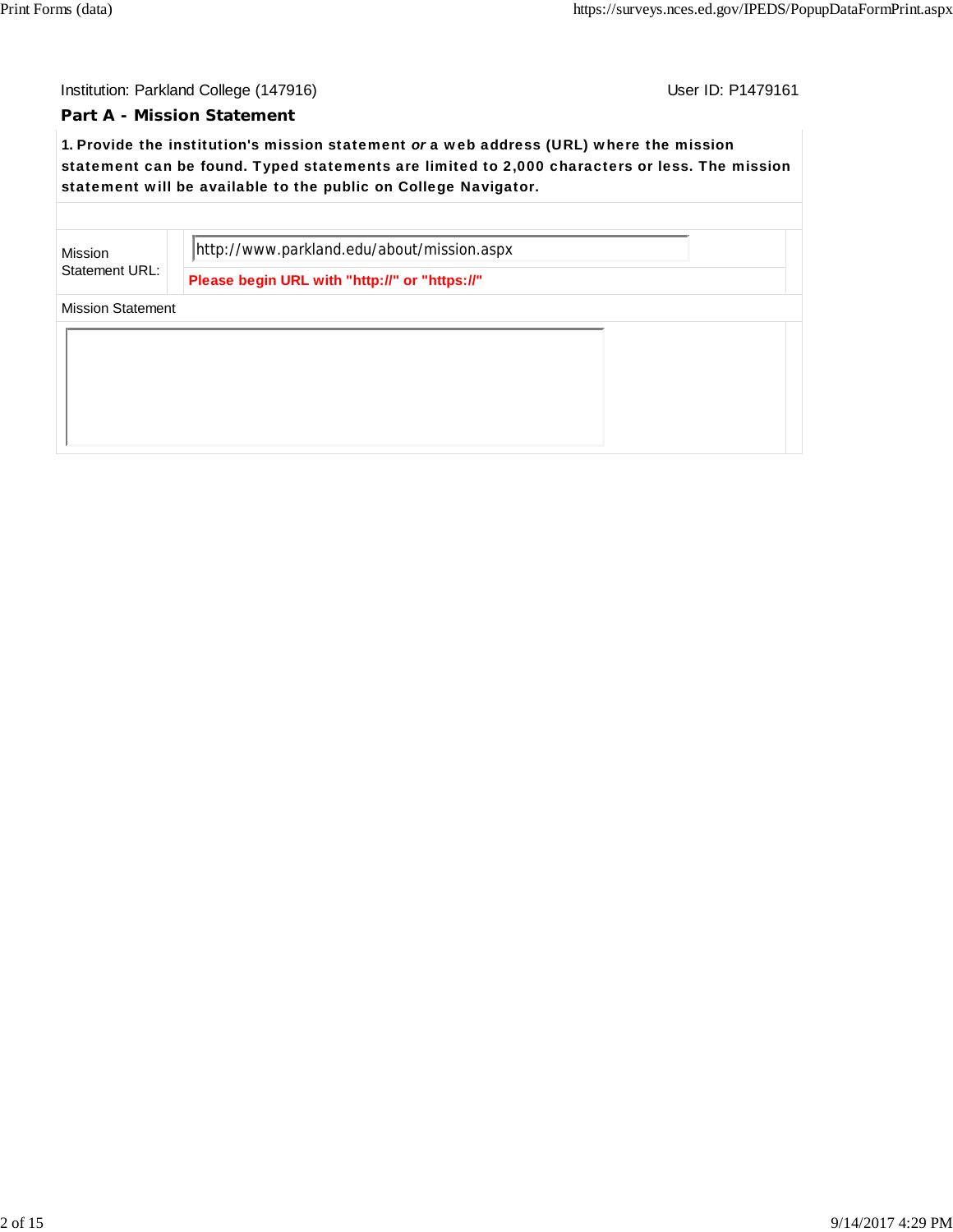Institution: Parkland College (147916) User ID: P1479161

## Part A - Mission Statement

**1. Provide the institution's mission statement *or* a web address (URL) where the mission statement can be found. Typed statements are limited to 2,000 characters or less. The mission statement will be available to the public on College Navigator.**

| Mission Statement URL: | http://www.parkland.edu/about/mission.aspx |
|---|---|
| | **Please begin URL with "http://" or "https://"** |

Mission Statement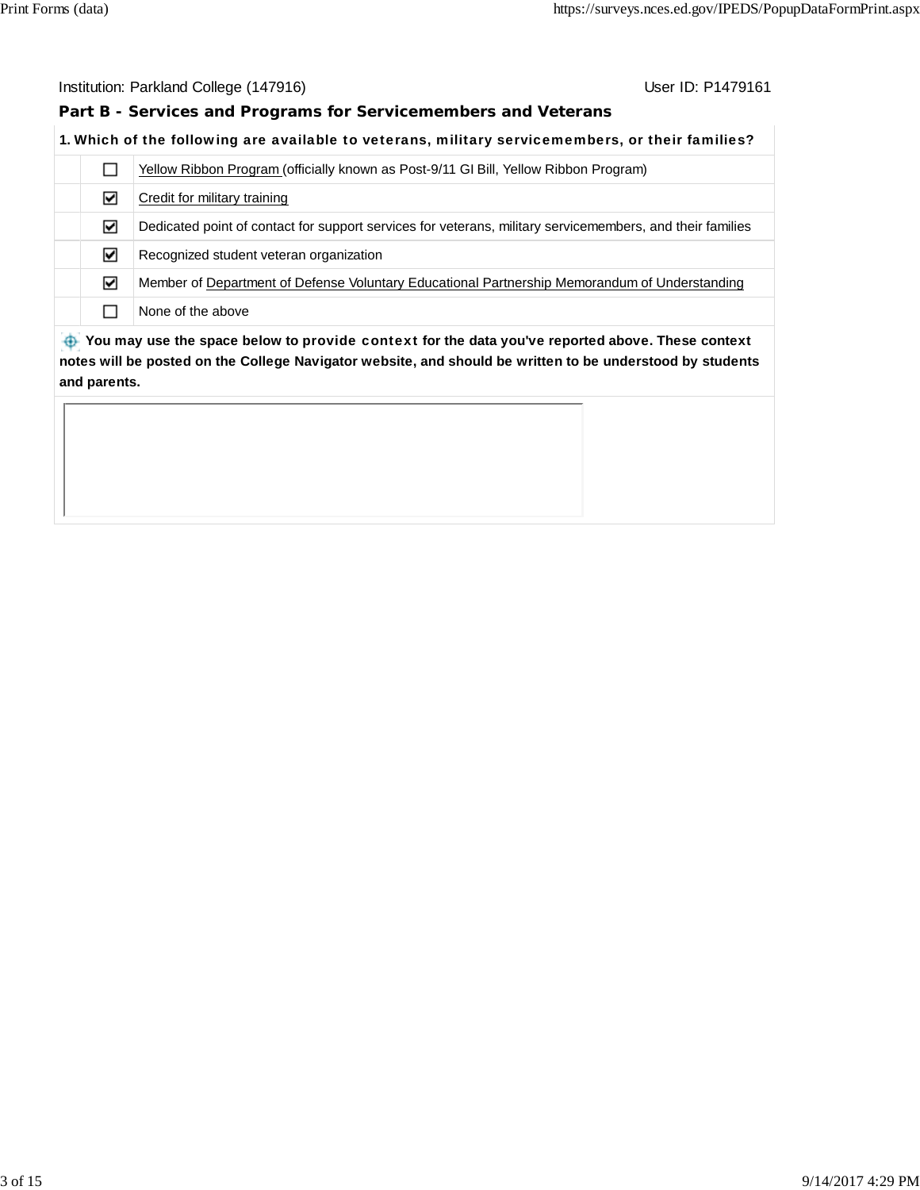Institution: Parkland College (147916) User ID: P1479161

## Part B - Services and Programs for Servicemembers and Veterans

**1. Which of the following are available to veterans, military servicemembers, or their families?**

| | |
|---|---|
| ☐ | Yellow Ribbon Program (officially known as Post-9/11 GI Bill, Yellow Ribbon Program) |
| ☑ | Credit for military training |
| ☑ | Dedicated point of contact for support services for veterans, military servicemembers, and their families |
| ☑ | Recognized student veteran organization |
| ☑ | Member of Department of Defense Voluntary Educational Partnership Memorandum of Understanding |
| ☐ | None of the above |

**You may use the space below to provide context for the data you've reported above. These context notes will be posted on the College Navigator website, and should be written to be understood by students and parents.**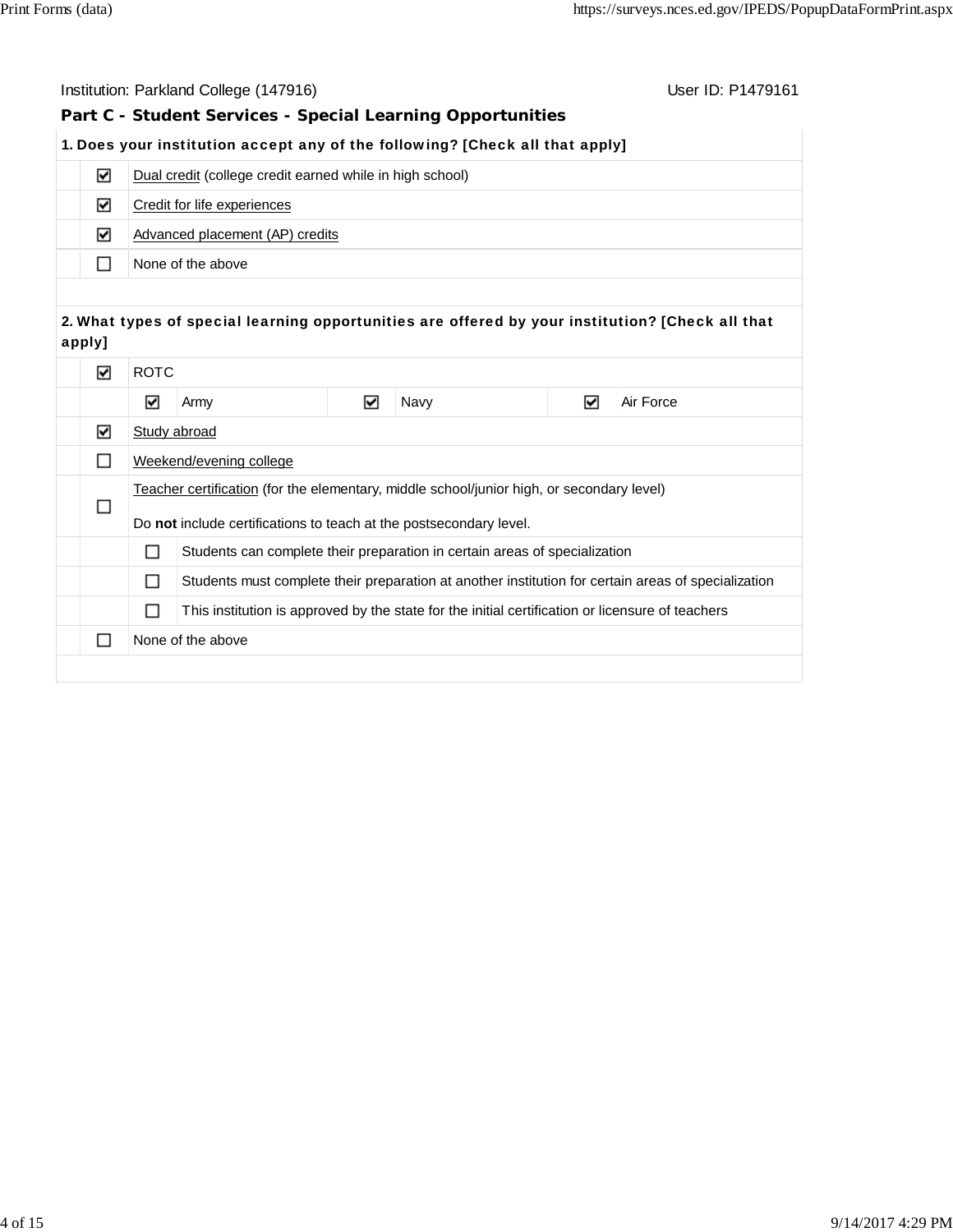Institution: Parkland College (147916)  User ID: P1479161

## Part C - Student Services - Special Learning Opportunities

**1. Does your institution accept any of the following? [Check all that apply]**

| | |
|---|---|
| ☑ | Dual credit (college credit earned while in high school) |
| ☑ | Credit for life experiences |
| ☑ | Advanced placement (AP) credits |
| ☐ | None of the above |

**2. What types of special learning opportunities are offered by your institution? [Check all that apply]**

| | | | | | | |
|---|---|---|---|---|---|---|
| ☑ | ROTC | | | | | |
| | ☑ | Army | ☑ | Navy | ☑ | Air Force |
| ☑ | Study abroad | | | | | |
| ☐ | Weekend/evening college | | | | | |
| ☐ | Teacher certification (for the elementary, middle school/junior high, or secondary level)<br><br>Do **not** include certifications to teach at the postsecondary level. | | | | | |
| | ☐ | Students can complete their preparation in certain areas of specialization | | | | |
| | ☐ | Students must complete their preparation at another institution for certain areas of specialization | | | | |
| | ☐ | This institution is approved by the state for the initial certification or licensure of teachers | | | | |
| ☐ | None of the above | | | | | |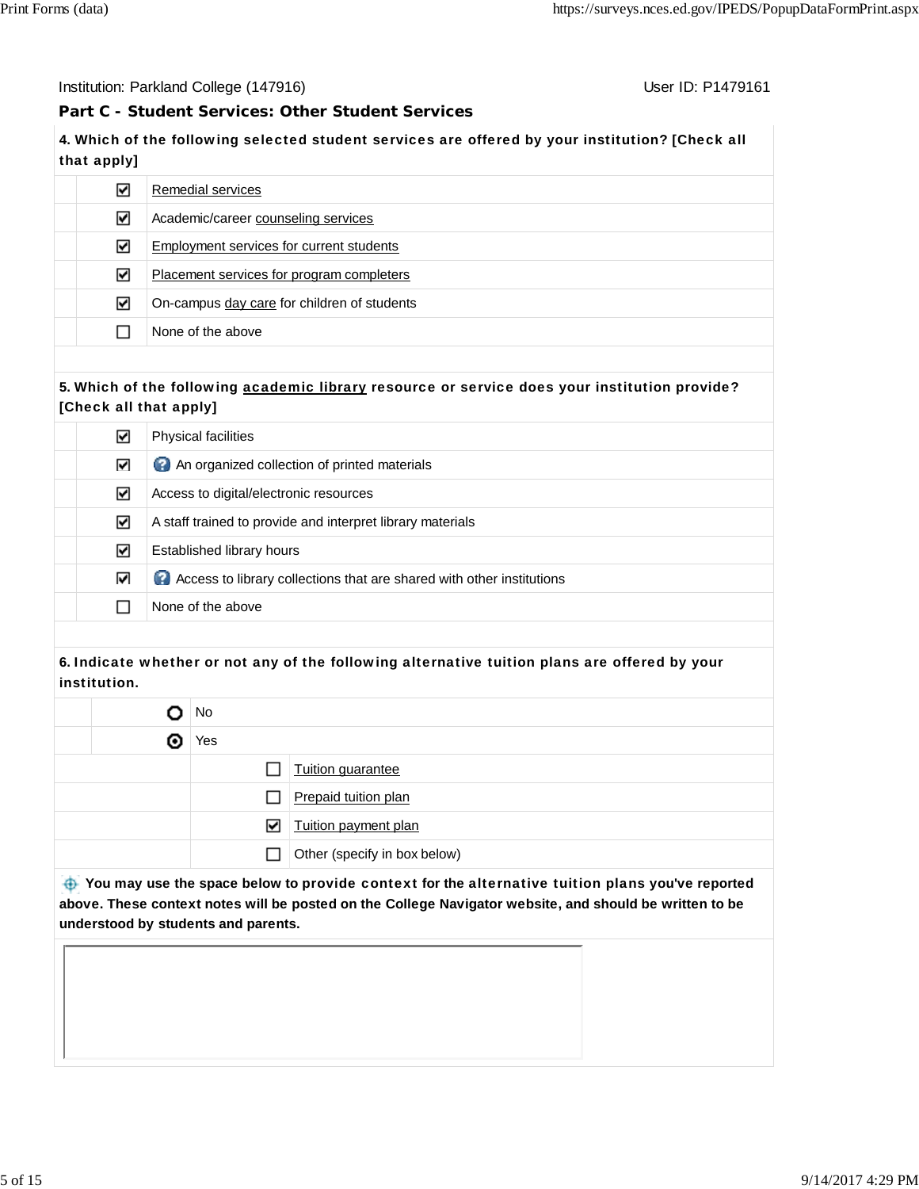Institution: Parkland College (147916) User ID: P1479161

## Part C - Student Services: Other Student Services

**4. Which of the following selected student services are offered by your institution? [Check all that apply]**

- [x] Remedial services
- [x] Academic/career counseling services
- [x] Employment services for current students
- [x] Placement services for program completers
- [x] On-campus day care for children of students
- [ ] None of the above

**5. Which of the following academic library resource or service does your institution provide? [Check all that apply]**

- [x] Physical facilities
- [x] An organized collection of printed materials
- [x] Access to digital/electronic resources
- [x] A staff trained to provide and interpret library materials
- [x] Established library hours
- [x] Access to library collections that are shared with other institutions
- [ ] None of the above

**6. Indicate whether or not any of the following alternative tuition plans are offered by your institution.**

- ( ) No
- (•) Yes
  - [ ] Tuition guarantee
  - [ ] Prepaid tuition plan
  - [x] Tuition payment plan
  - [ ] Other (specify in box below)

**You may use the space below to provide context for the alternative tuition plans you've reported above. These context notes will be posted on the College Navigator website, and should be written to be understood by students and parents.**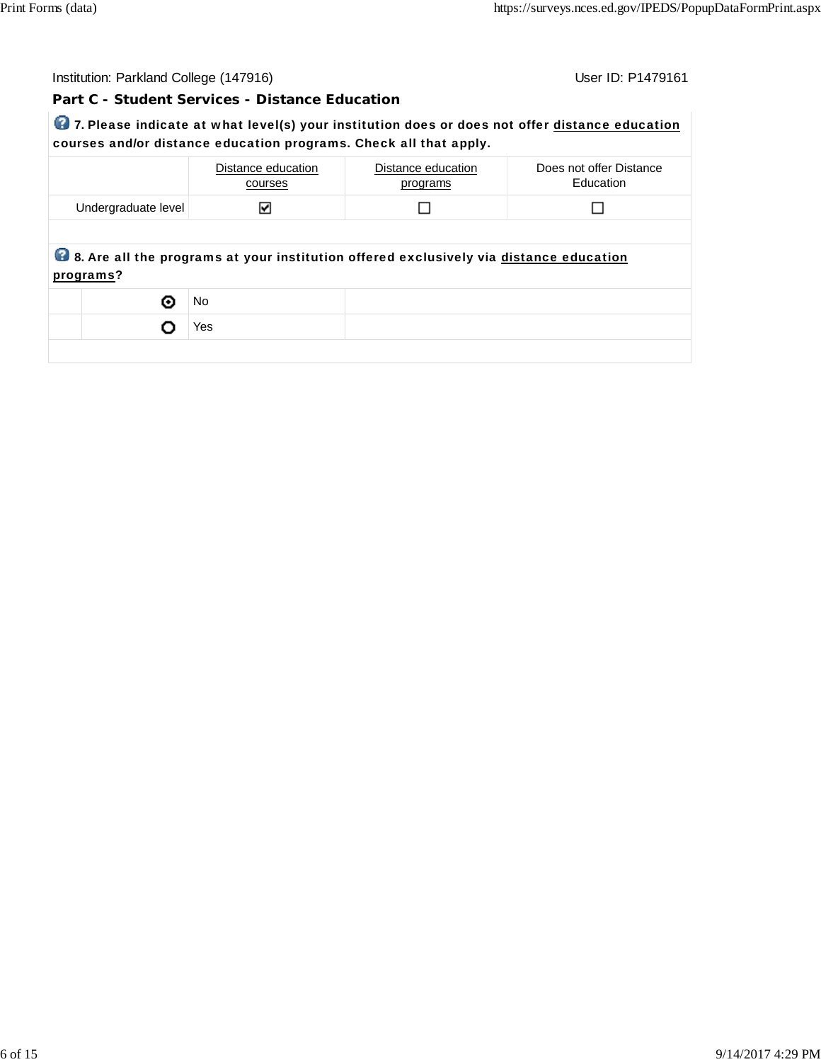Institution: Parkland College (147916) User ID: P1479161

## Part C - Student Services - Distance Education

**7. Please indicate at what level(s) your institution does or does not offer distance education courses and/or distance education programs. Check all that apply.**

| | Distance education courses | Distance education programs | Does not offer Distance Education |
|---|---|---|---|
| Undergraduate level | ☑ | ☐ | ☐ |

**8. Are all the programs at your institution offered exclusively via distance education programs?**

- ◉ No
- ○ Yes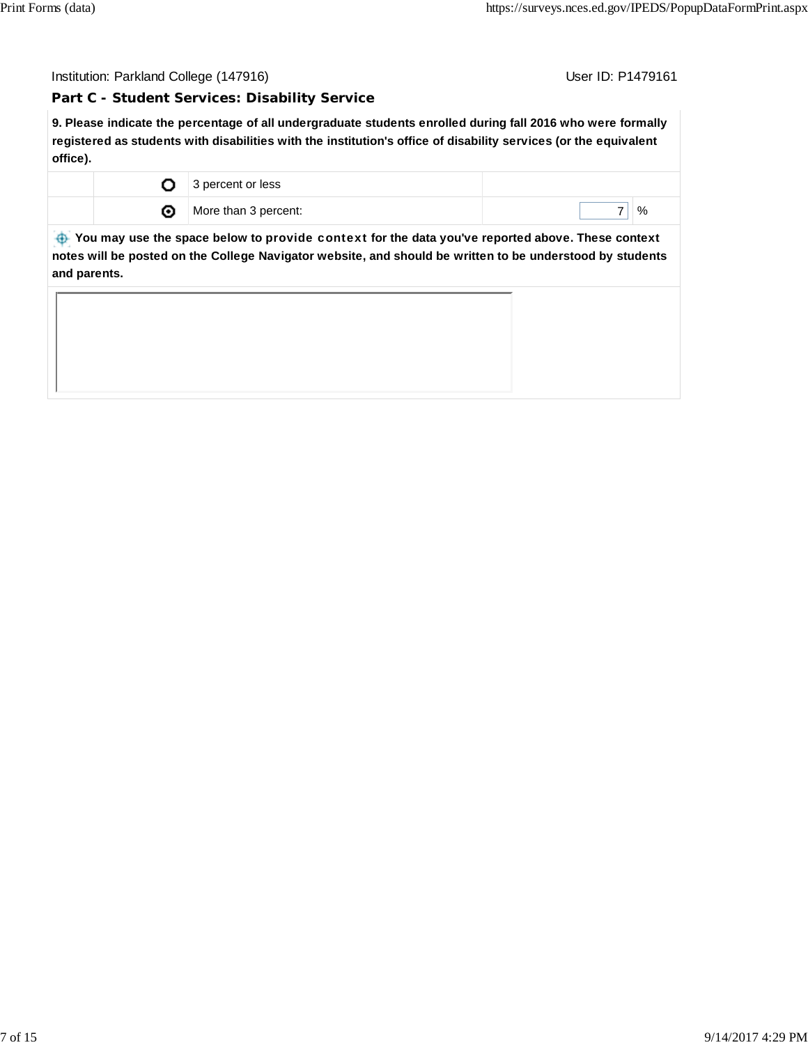Institution: Parkland College (147916) User ID: P1479161

## Part C - Student Services: Disability Service

**9. Please indicate the percentage of all undergraduate students enrolled during fall 2016 who were formally registered as students with disabilities with the institution's office of disability services (or the equivalent office).**

| | | | | |
|---|---|---|---|---|
| | ○ | 3 percent or less | | |
| | ◉ | More than 3 percent: | 7 | % |

**You may use the space below to provide context for the data you've reported above. These context notes will be posted on the College Navigator website, and should be written to be understood by students and parents.**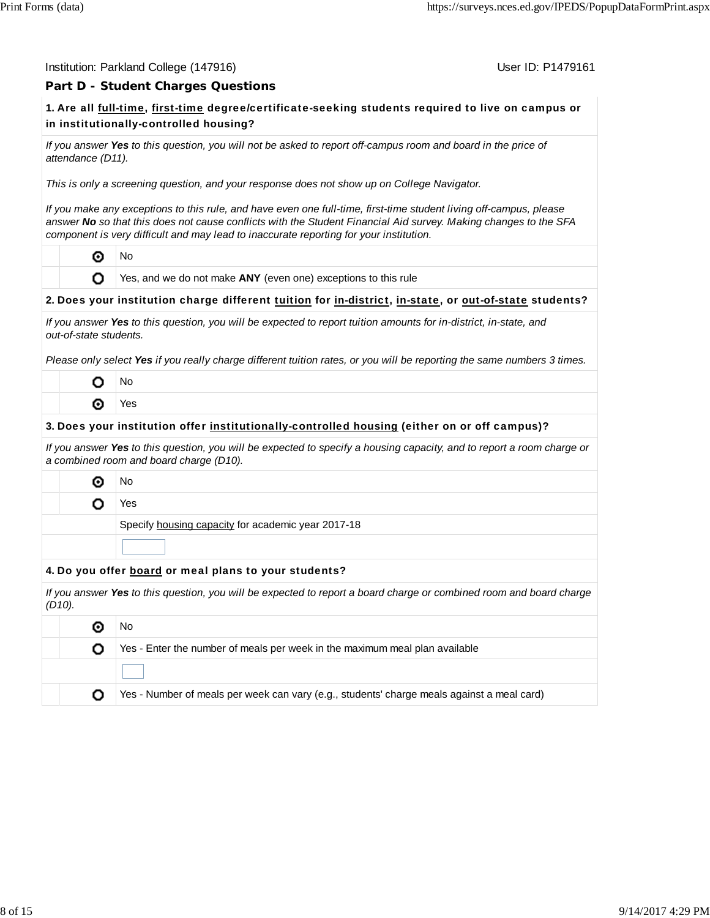Institution: Parkland College (147916) User ID: P1479161

## Part D - Student Charges Questions

**1. Are all full-time, first-time degree/certificate-seeking students required to live on campus or in institutionally-controlled housing?**

*If you answer **Yes** to this question, you will not be asked to report off-campus room and board in the price of attendance (D11).*

*This is only a screening question, and your response does not show up on College Navigator.*

*If you make any exceptions to this rule, and have even one full-time, first-time student living off-campus, please answer **No** so that this does not cause conflicts with the Student Financial Aid survey. Making changes to the SFA component is very difficult and may lead to inaccurate reporting for your institution.*

| | |
|---|---|
| (selected) | No |
| ( ) | Yes, and we do not make **ANY** (even one) exceptions to this rule |

**2. Does your institution charge different tuition for in-district, in-state, or out-of-state students?**

*If you answer **Yes** to this question, you will be expected to report tuition amounts for in-district, in-state, and out-of-state students.*

*Please only select **Yes** if you really charge different tuition rates, or you will be reporting the same numbers 3 times.*

| | |
|---|---|
| ( ) | No |
| (selected) | Yes |

**3. Does your institution offer institutionally-controlled housing (either on or off campus)?**

*If you answer **Yes** to this question, you will be expected to specify a housing capacity, and to report a room charge or a combined room and board charge (D10).*

| | |
|---|---|
| (selected) | No |
| ( ) | Yes |
| | Specify housing capacity for academic year 2017-18 |
| | |

**4. Do you offer board or meal plans to your students?**

*If you answer **Yes** to this question, you will be expected to report a board charge or combined room and board charge (D10).*

| | |
|---|---|
| (selected) | No |
| ( ) | Yes - Enter the number of meals per week in the maximum meal plan available |
| | |
| ( ) | Yes - Number of meals per week can vary (e.g., students' charge meals against a meal card) |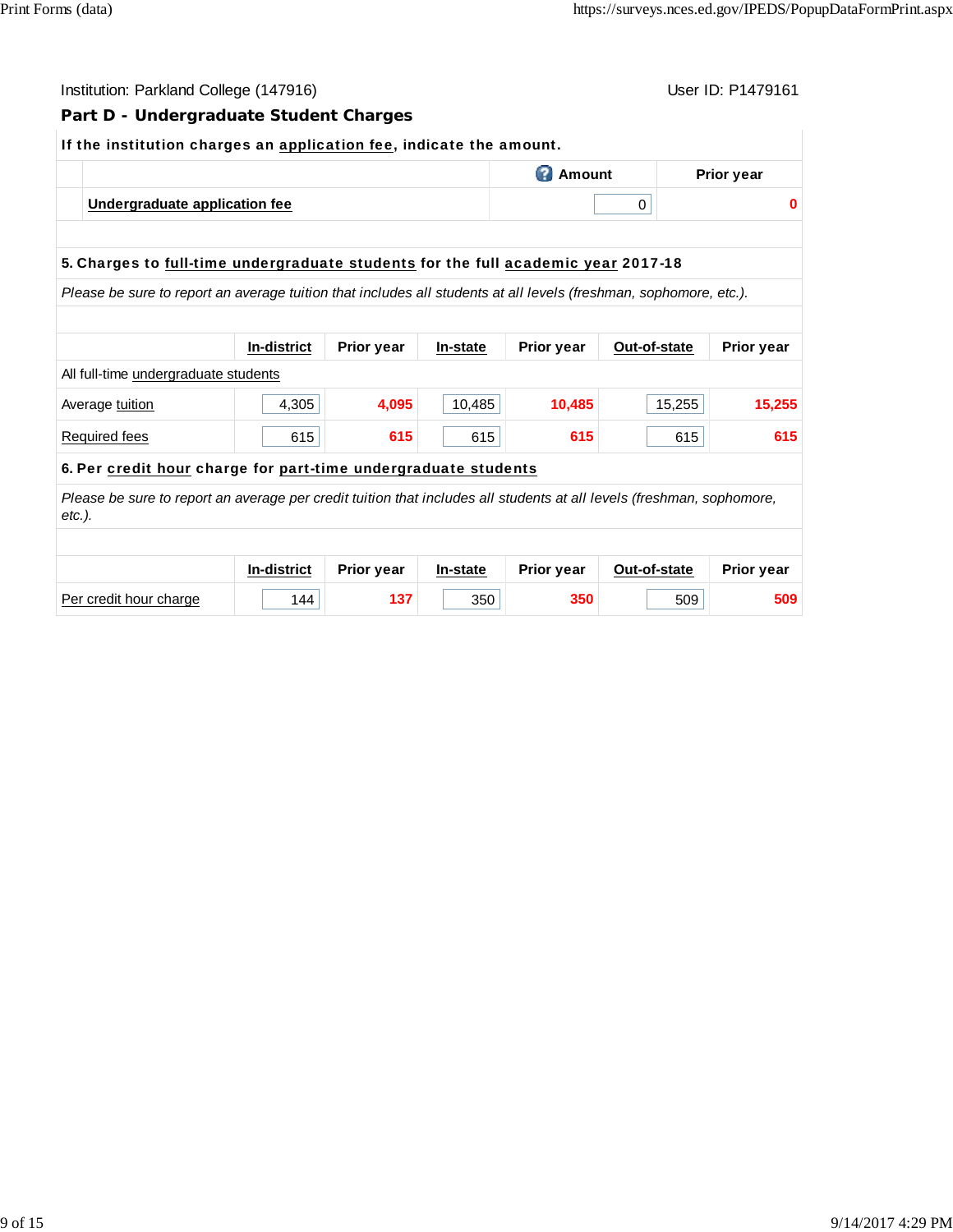Institution: Parkland College (147916)

User ID: P1479161

## Part D - Undergraduate Student Charges

**If the institution charges an application fee, indicate the amount.**

| | Amount | Prior year |
|---|---|---|
| **Undergraduate application fee** | 0 | 0 |

**5. Charges to full-time undergraduate students for the full academic year 2017-18**

*Please be sure to report an average tuition that includes all students at all levels (freshman, sophomore, etc.).*

| | In-district | Prior year | In-state | Prior year | Out-of-state | Prior year |
|---|---|---|---|---|---|---|
| All full-time undergraduate students | | | | | | |
| Average tuition | 4,305 | 4,095 | 10,485 | 10,485 | 15,255 | 15,255 |
| Required fees | 615 | 615 | 615 | 615 | 615 | 615 |

**6. Per credit hour charge for part-time undergraduate students**

*Please be sure to report an average per credit tuition that includes all students at all levels (freshman, sophomore, etc.).*

| | In-district | Prior year | In-state | Prior year | Out-of-state | Prior year |
|---|---|---|---|---|---|---|
| Per credit hour charge | 144 | 137 | 350 | 350 | 509 | 509 |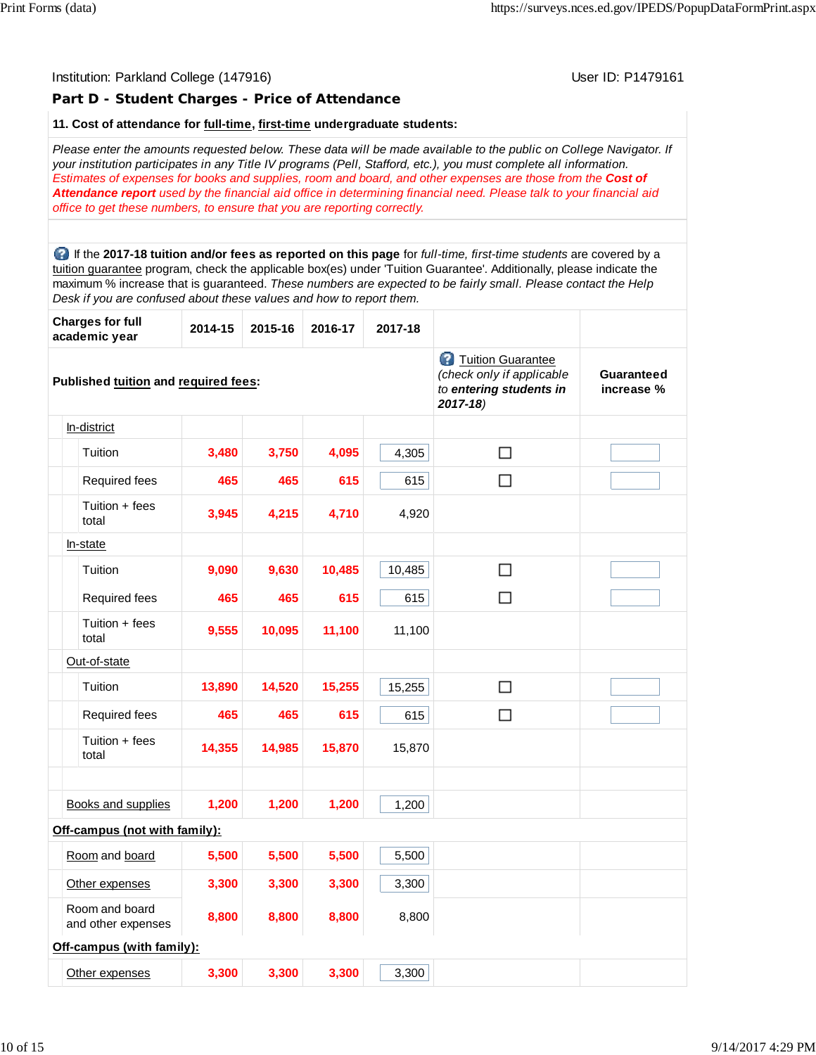Institution: Parkland College (147916) User ID: P1479161

## Part D - Student Charges - Price of Attendance

**11. Cost of attendance for full-time, first-time undergraduate students:**

*Please enter the amounts requested below. These data will be made available to the public on College Navigator. If your institution participates in any Title IV programs (Pell, Stafford, etc.), you must complete all information.*
*Estimates of expenses for books and supplies, room and board, and other expenses are those from the* ***Cost of Attendance report*** *used by the financial aid office in determining financial need. Please talk to your financial aid office to get these numbers, to ensure that you are reporting correctly.*

If the **2017-18 tuition and/or fees as reported on this page** for *full-time, first-time students* are covered by a tuition guarantee program, check the applicable box(es) under 'Tuition Guarantee'. Additionally, please indicate the maximum % increase that is guaranteed. *These numbers are expected to be fairly small. Please contact the Help Desk if you are confused about these values and how to report them.*

| **Charges for full academic year** | **2014-15** | **2015-16** | **2016-17** | **2017-18** | | |
|---|---|---|---|---|---|---|
| **Published tuition and required fees:** | | | | | Tuition Guarantee *(check only if applicable to* ***entering students in 2017-18****)* | **Guaranteed increase %** |
| In-district | | | | | | |
| Tuition | 3,480 | 3,750 | 4,095 | 4,305 | ☐ | |
| Required fees | 465 | 465 | 615 | 615 | ☐ | |
| Tuition + fees total | 3,945 | 4,215 | 4,710 | 4,920 | | |
| In-state | | | | | | |
| Tuition | 9,090 | 9,630 | 10,485 | 10,485 | ☐ | |
| Required fees | 465 | 465 | 615 | 615 | ☐ | |
| Tuition + fees total | 9,555 | 10,095 | 11,100 | 11,100 | | |
| Out-of-state | | | | | | |
| Tuition | 13,890 | 14,520 | 15,255 | 15,255 | ☐ | |
| Required fees | 465 | 465 | 615 | 615 | ☐ | |
| Tuition + fees total | 14,355 | 14,985 | 15,870 | 15,870 | | |
| | | | | | | |
| Books and supplies | 1,200 | 1,200 | 1,200 | 1,200 | | |
| **Off-campus (not with family):** | | | | | | |
| Room and board | 5,500 | 5,500 | 5,500 | 5,500 | | |
| Other expenses | 3,300 | 3,300 | 3,300 | 3,300 | | |
| Room and board and other expenses | 8,800 | 8,800 | 8,800 | 8,800 | | |
| **Off-campus (with family):** | | | | | | |
| Other expenses | 3,300 | 3,300 | 3,300 | 3,300 | | |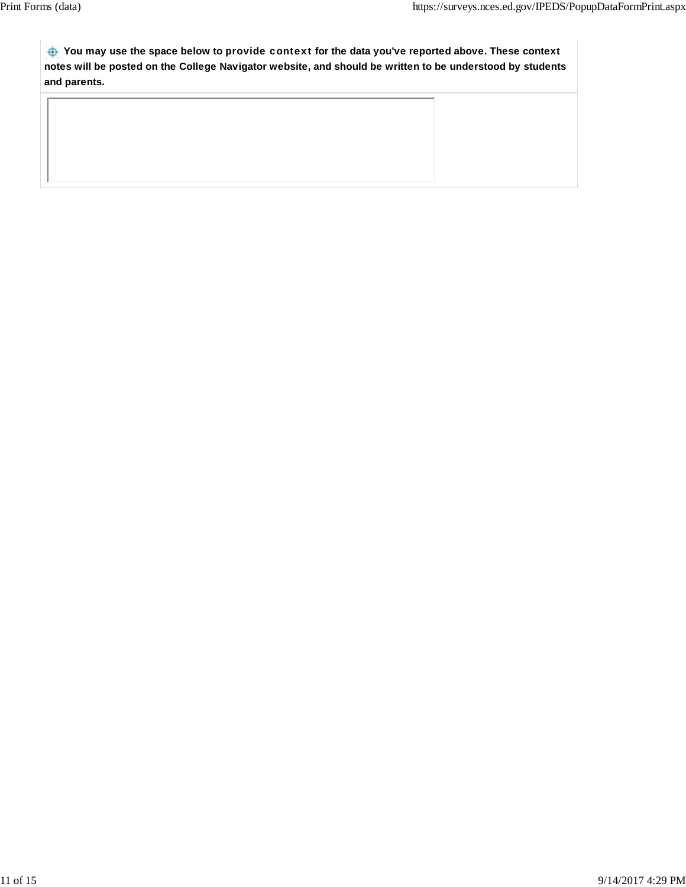**You may use the space below to provide context for the data you've reported above. These context notes will be posted on the College Navigator website, and should be written to be understood by students and parents.**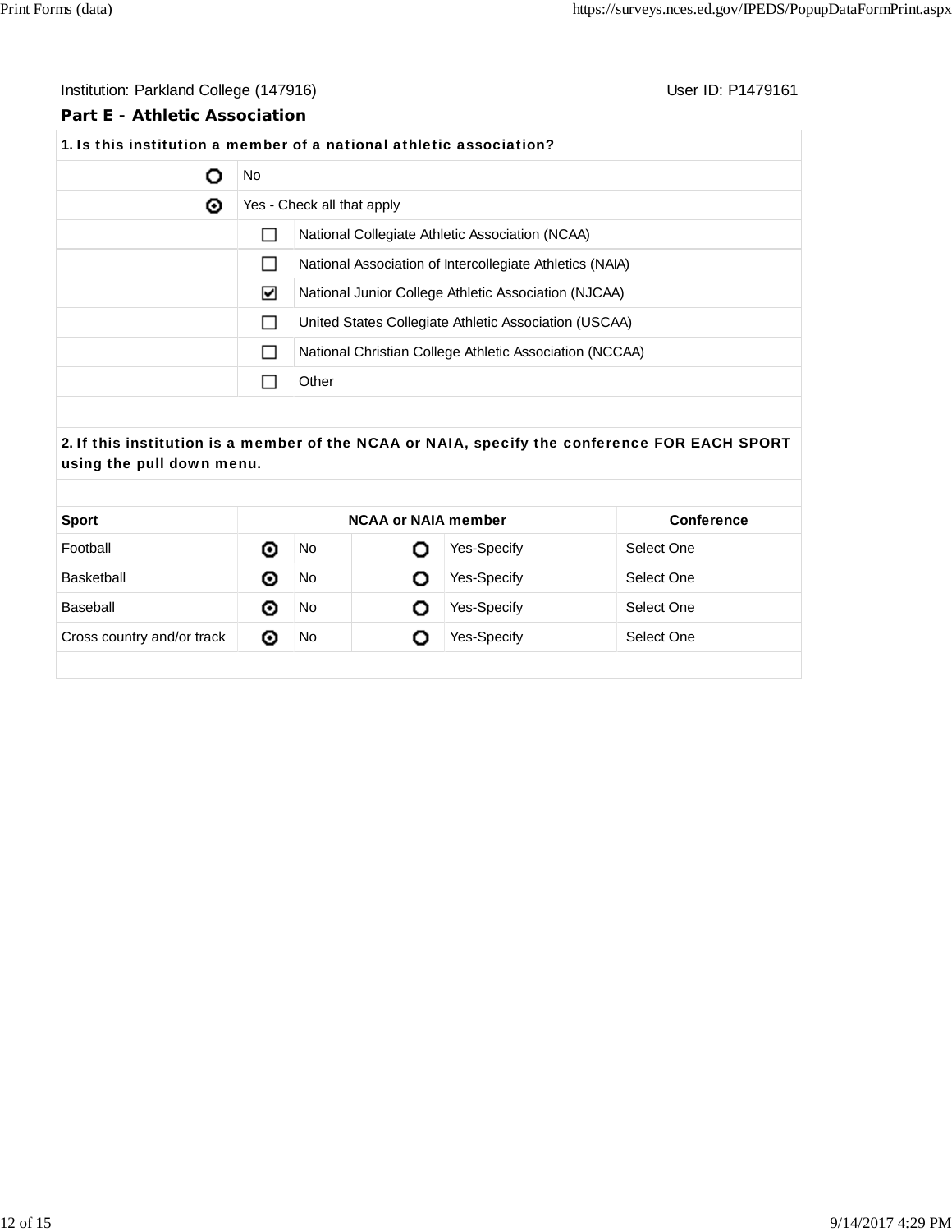Institution: Parkland College (147916) User ID: P1479161

## Part E - Athletic Association

**1. Is this institution a member of a national athletic association?**

| | |
|---|---|
| ○ | No |
| ◉ | Yes - Check all that apply |

| | |
|---|---|
| ☐ | National Collegiate Athletic Association (NCAA) |
| ☐ | National Association of Intercollegiate Athletics (NAIA) |
| ☑ | National Junior College Athletic Association (NJCAA) |
| ☐ | United States Collegiate Athletic Association (USCAA) |
| ☐ | National Christian College Athletic Association (NCCAA) |
| ☐ | Other |

**2. If this institution is a member of the NCAA or NAIA, specify the conference FOR EACH SPORT using the pull down menu.**

| Sport | NCAA or NAIA member | | | | Conference |
|---|---|---|---|---|---|
| Football | ◉ | No | ○ | Yes-Specify | Select One |
| Basketball | ◉ | No | ○ | Yes-Specify | Select One |
| Baseball | ◉ | No | ○ | Yes-Specify | Select One |
| Cross country and/or track | ◉ | No | ○ | Yes-Specify | Select One |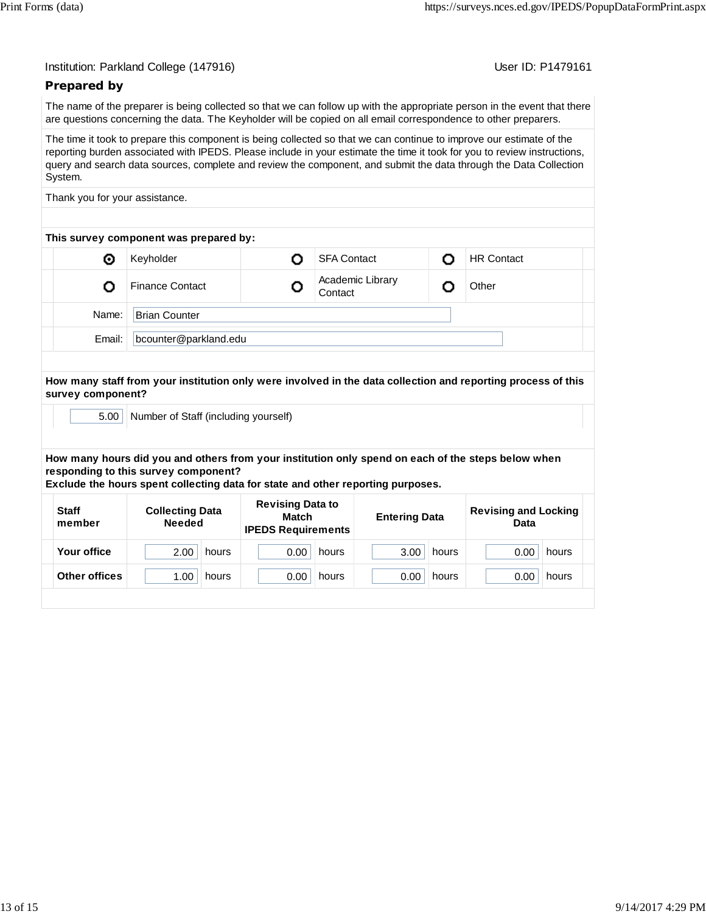Institution: Parkland College (147916) User ID: P1479161

## Prepared by

The name of the preparer is being collected so that we can follow up with the appropriate person in the event that there are questions concerning the data. The Keyholder will be copied on all email correspondence to other preparers.

The time it took to prepare this component is being collected so that we can continue to improve our estimate of the reporting burden associated with IPEDS. Please include in your estimate the time it took for you to review instructions, query and search data sources, complete and review the component, and submit the data through the Data Collection System.

Thank you for your assistance.

**This survey component was prepared by:**

| | | | | | |
|---|---|---|---|---|---|
| ◉ | Keyholder | ○ | SFA Contact | ○ | HR Contact |
| ○ | Finance Contact | ○ | Academic Library Contact | ○ | Other |

Name: Brian Counter

Email: bcounter@parkland.edu

**How many staff from your institution only were involved in the data collection and reporting process of this survey component?**

5.00 Number of Staff (including yourself)

**How many hours did you and others from your institution only spend on each of the steps below when responding to this survey component?**
**Exclude the hours spent collecting data for state and other reporting purposes.**

| Staff member | Collecting Data Needed | Revising Data to Match IPEDS Requirements | Entering Data | Revising and Locking Data |
|---|---|---|---|---|
| Your office | 2.00 hours | 0.00 hours | 3.00 hours | 0.00 hours |
| Other offices | 1.00 hours | 0.00 hours | 0.00 hours | 0.00 hours |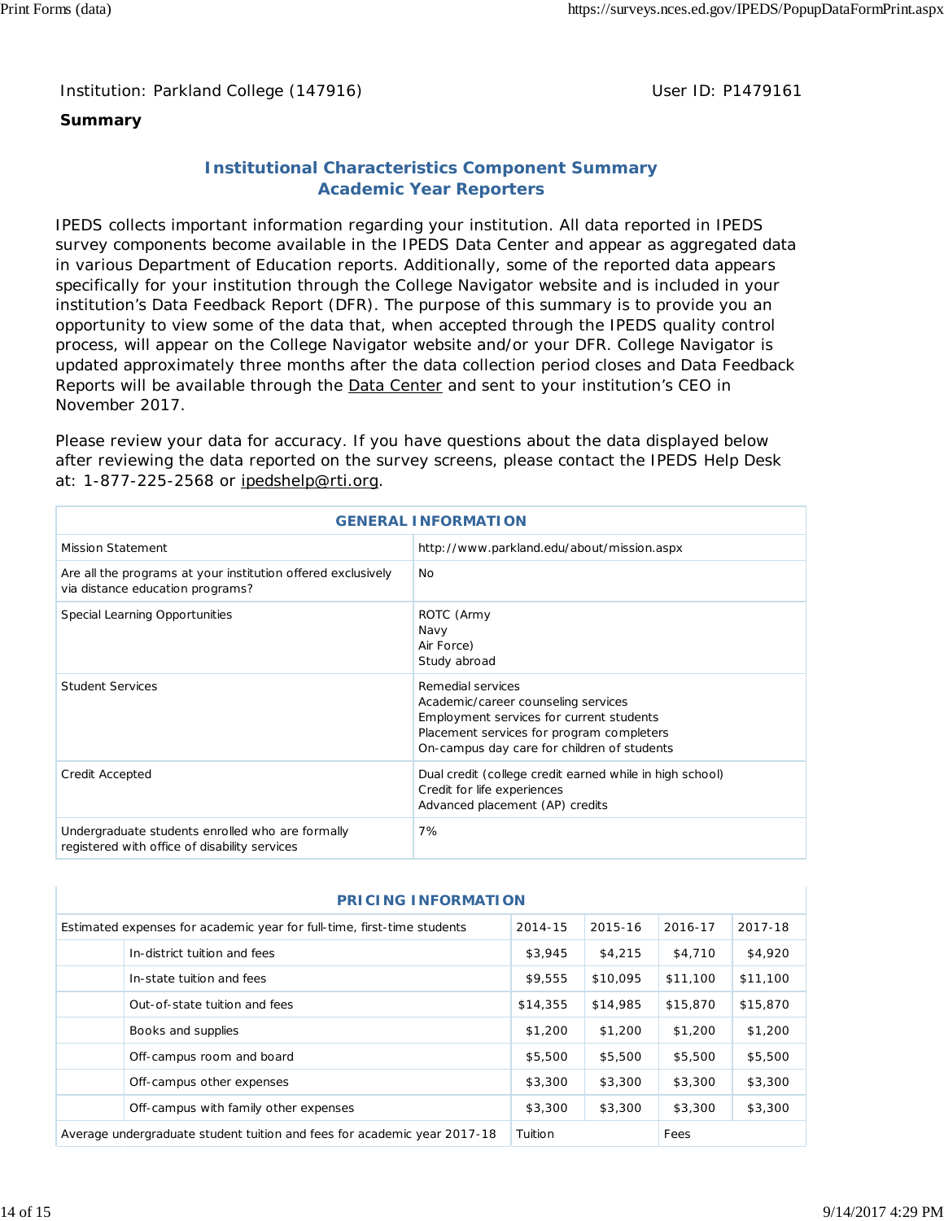Institution: Parkland College (147916)

User ID: P1479161

**Summary**

## Institutional Characteristics Component Summary
## Academic Year Reporters

IPEDS collects important information regarding your institution. All data reported in IPEDS survey components become available in the IPEDS Data Center and appear as aggregated data in various Department of Education reports. Additionally, some of the reported data appears specifically for your institution through the College Navigator website and is included in your institution's Data Feedback Report (DFR). The purpose of this summary is to provide you an opportunity to view some of the data that, when accepted through the IPEDS quality control process, will appear on the College Navigator website and/or your DFR. College Navigator is updated approximately three months after the data collection period closes and Data Feedback Reports will be available through the Data Center and sent to your institution's CEO in November 2017.

Please review your data for accuracy. If you have questions about the data displayed below after reviewing the data reported on the survey screens, please contact the IPEDS Help Desk at: 1-877-225-2568 or ipedshelp@rti.org.

| GENERAL INFORMATION | |
|---|---|
| Mission Statement | http://www.parkland.edu/about/mission.aspx |
| Are all the programs at your institution offered exclusively via distance education programs? | No |
| Special Learning Opportunities | ROTC (Army<br>Navy<br>Air Force)<br>Study abroad |
| Student Services | Remedial services<br>Academic/career counseling services<br>Employment services for current students<br>Placement services for program completers<br>On-campus day care for children of students |
| Credit Accepted | Dual credit (college credit earned while in high school)<br>Credit for life experiences<br>Advanced placement (AP) credits |
| Undergraduate students enrolled who are formally registered with office of disability services | 7% |

| PRICING INFORMATION | | | | | |
|---|---|---|---|---|---|
| Estimated expenses for academic year for full-time, first-time students | | 2014-15 | 2015-16 | 2016-17 | 2017-18 |
| | In-district tuition and fees | $3,945 | $4,215 | $4,710 | $4,920 |
| | In-state tuition and fees | $9,555 | $10,095 | $11,100 | $11,100 |
| | Out-of-state tuition and fees | $14,355 | $14,985 | $15,870 | $15,870 |
| | Books and supplies | $1,200 | $1,200 | $1,200 | $1,200 |
| | Off-campus room and board | $5,500 | $5,500 | $5,500 | $5,500 |
| | Off-campus other expenses | $3,300 | $3,300 | $3,300 | $3,300 |
| | Off-campus with family other expenses | $3,300 | $3,300 | $3,300 | $3,300 |
| Average undergraduate student tuition and fees for academic year 2017-18 | | Tuition | | Fees | |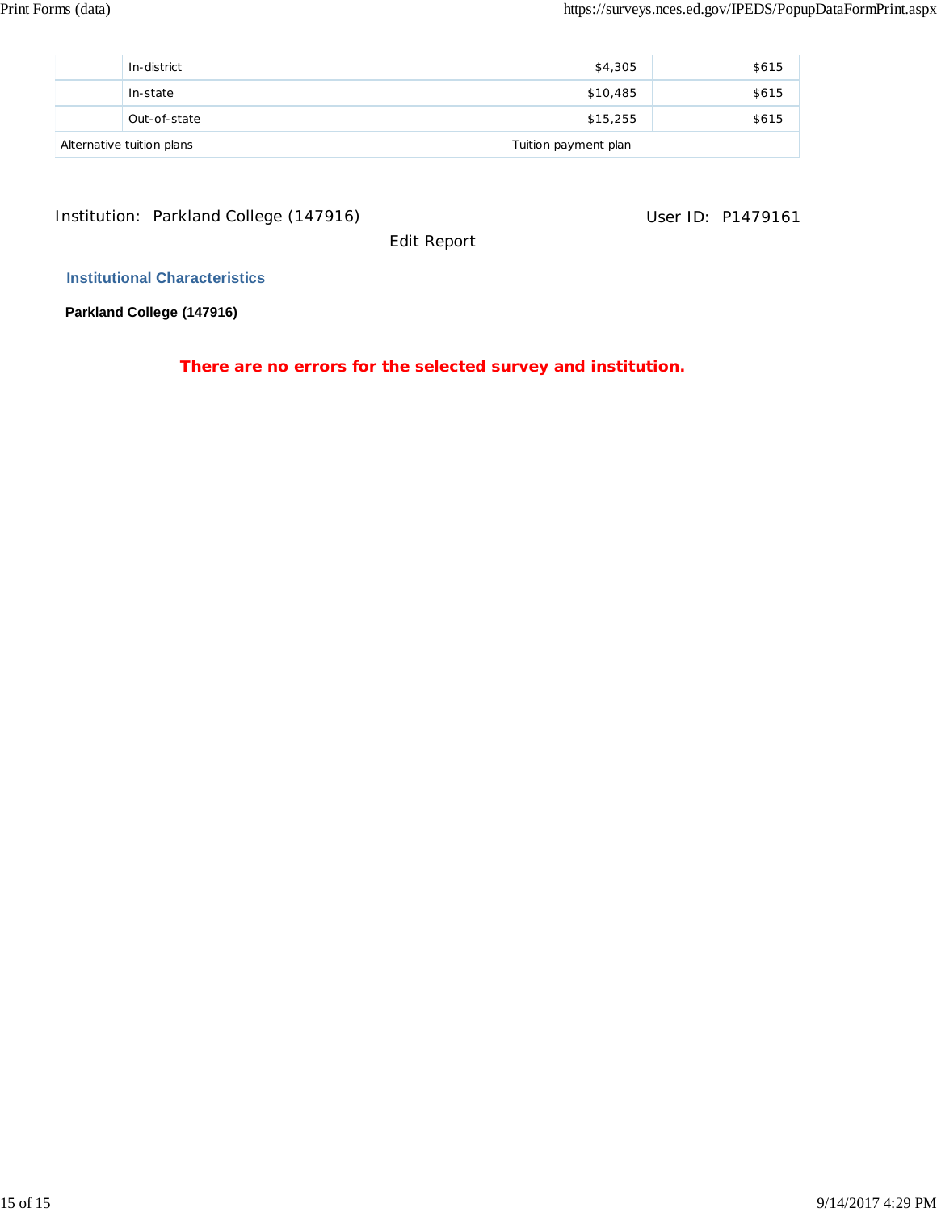| | | | |
|---|---|---|---|
| | In-district | $4,305 | $615 |
| | In-state | $10,485 | $615 |
| | Out-of-state | $15,255 | $615 |
| Alternative tuition plans | | Tuition payment plan | |

Institution: Parkland College (147916)

User ID: P1479161

Edit Report

### Institutional Characteristics

**Parkland College (147916)**

**There are no errors for the selected survey and institution.**